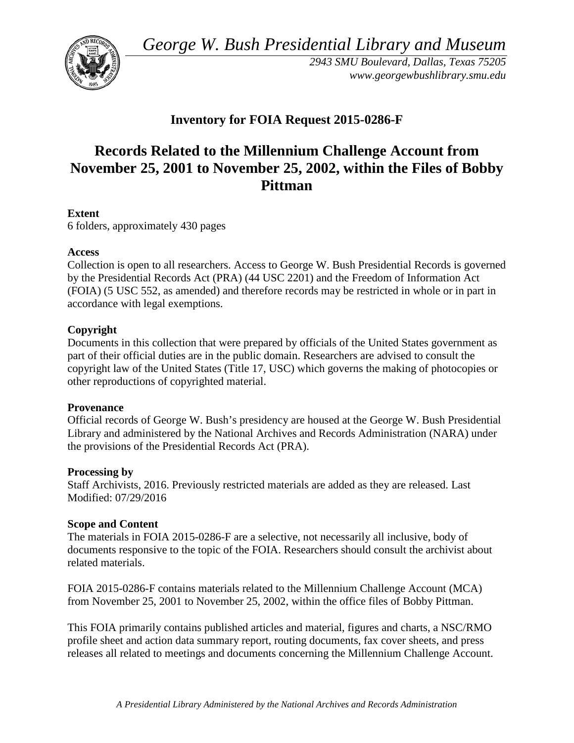*George W. Bush Presidential Library and Museum*

*2943 SMU Boulevard, Dallas, Texas 75205*
*www.georgewbushlibrary.smu.edu*

## Inventory for FOIA Request 2015-0286-F

# Records Related to the Millennium Challenge Account from November 25, 2001 to November 25, 2002, within the Files of Bobby Pittman

**Extent**
6 folders, approximately 430 pages

**Access**
Collection is open to all researchers. Access to George W. Bush Presidential Records is governed by the Presidential Records Act (PRA) (44 USC 2201) and the Freedom of Information Act (FOIA) (5 USC 552, as amended) and therefore records may be restricted in whole or in part in accordance with legal exemptions.

**Copyright**
Documents in this collection that were prepared by officials of the United States government as part of their official duties are in the public domain. Researchers are advised to consult the copyright law of the United States (Title 17, USC) which governs the making of photocopies or other reproductions of copyrighted material.

**Provenance**
Official records of George W. Bush's presidency are housed at the George W. Bush Presidential Library and administered by the National Archives and Records Administration (NARA) under the provisions of the Presidential Records Act (PRA).

**Processing by**
Staff Archivists, 2016. Previously restricted materials are added as they are released. Last Modified: 07/29/2016

**Scope and Content**
The materials in FOIA 2015-0286-F are a selective, not necessarily all inclusive, body of documents responsive to the topic of the FOIA. Researchers should consult the archivist about related materials.

FOIA 2015-0286-F contains materials related to the Millennium Challenge Account (MCA) from November 25, 2001 to November 25, 2002, within the office files of Bobby Pittman.

This FOIA primarily contains published articles and material, figures and charts, a NSC/RMO profile sheet and action data summary report, routing documents, fax cover sheets, and press releases all related to meetings and documents concerning the Millennium Challenge Account.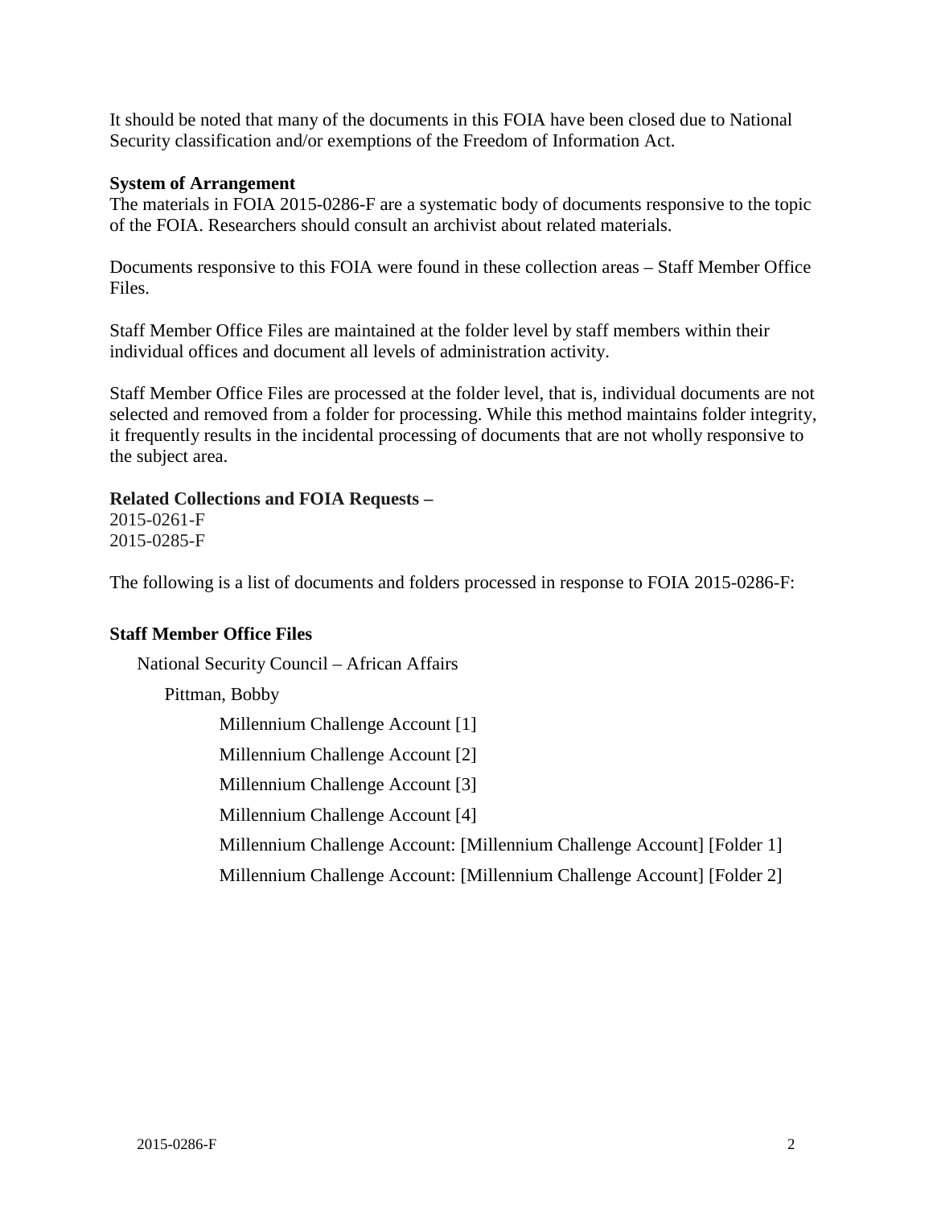It should be noted that many of the documents in this FOIA have been closed due to National Security classification and/or exemptions of the Freedom of Information Act.

**System of Arrangement**

The materials in FOIA 2015-0286-F are a systematic body of documents responsive to the topic of the FOIA. Researchers should consult an archivist about related materials.

Documents responsive to this FOIA were found in these collection areas – Staff Member Office Files.

Staff Member Office Files are maintained at the folder level by staff members within their individual offices and document all levels of administration activity.

Staff Member Office Files are processed at the folder level, that is, individual documents are not selected and removed from a folder for processing. While this method maintains folder integrity, it frequently results in the incidental processing of documents that are not wholly responsive to the subject area.

**Related Collections and FOIA Requests –**

2015-0261-F
2015-0285-F

The following is a list of documents and folders processed in response to FOIA 2015-0286-F:

**Staff Member Office Files**

- National Security Council – African Affairs
  - Pittman, Bobby
    - Millennium Challenge Account [1]
    - Millennium Challenge Account [2]
    - Millennium Challenge Account [3]
    - Millennium Challenge Account [4]
    - Millennium Challenge Account: [Millennium Challenge Account] [Folder 1]
    - Millennium Challenge Account: [Millennium Challenge Account] [Folder 2]